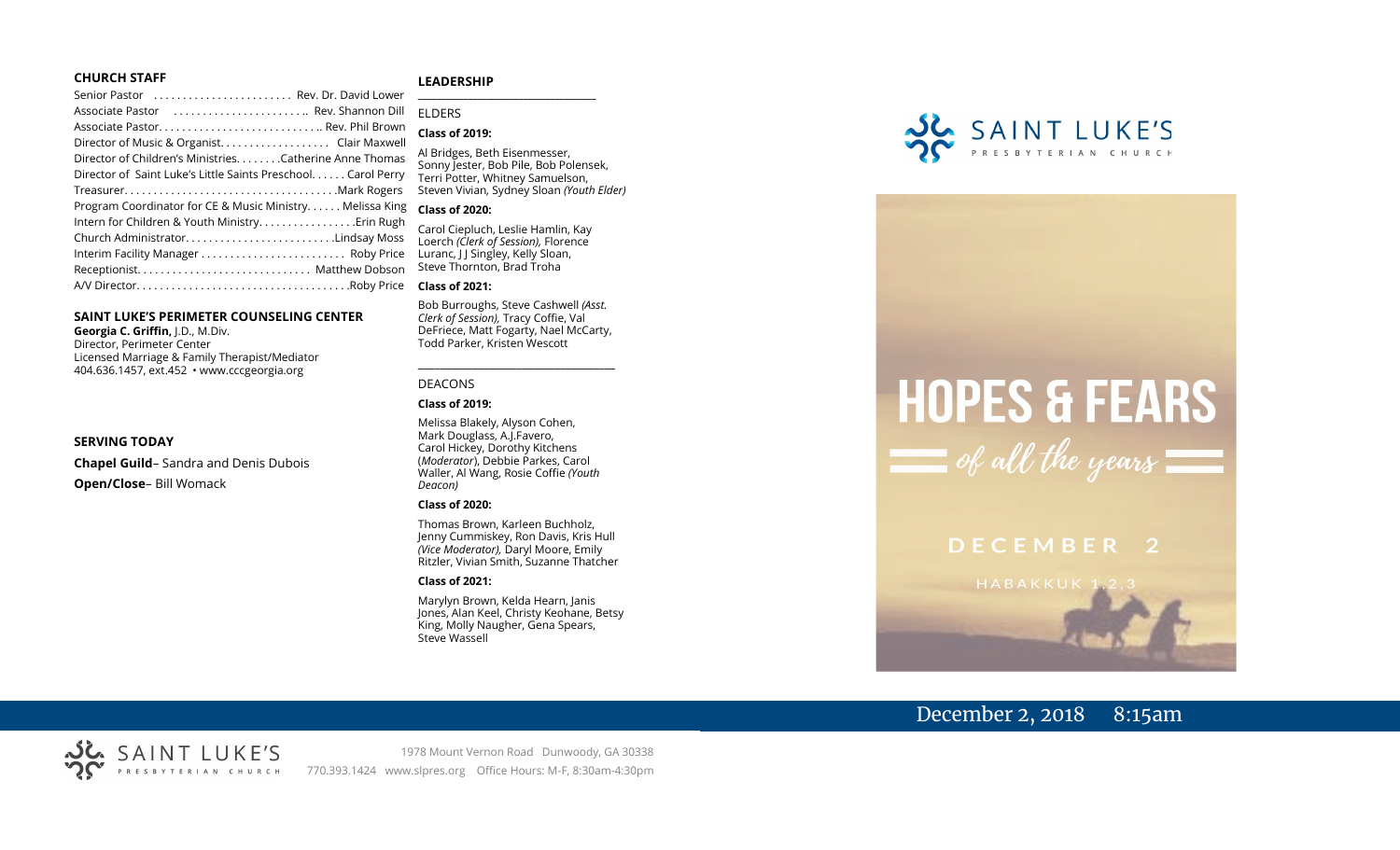### CHURCH STAFF

Senior Pastor ........................ Rev. Dr. David Lower
Associate Pastor ........................ Rev. Shannon Dill
Associate Pastor............................ Rev. Phil Brown
Director of Music & Organist.................. Clair Maxwell
Director of Children's Ministries........Catherine Anne Thomas
Director of Saint Luke's Little Saints Preschool...... Carol Perry
Treasurer.....................................Mark Rogers
Program Coordinator for CE & Music Ministry...... Melissa King
Intern for Children & Youth Ministry.................Erin Rugh
Church Administrator..........................Lindsay Moss
Interim Facility Manager ......................... Roby Price
Receptionist.............................. Matthew Dobson
A/V Director....................................Roby Price

### SAINT LUKE'S PERIMETER COUNSELING CENTER

**Georgia C. Griffin,** J.D., M.Div.
Director, Perimeter Center
Licensed Marriage & Family Therapist/Mediator
404.636.1457, ext.452 • www.cccgeorgia.org

### SERVING TODAY

**Chapel Guild**– Sandra and Denis Dubois

**Open/Close**– Bill Womack

### LEADERSHIP

ELDERS

**Class of 2019:**

Al Bridges, Beth Eisenmesser, Sonny Jester, Bob Pile, Bob Polensek, Terri Potter, Whitney Samuelson, Steven Vivian, Sydney Sloan *(Youth Elder)*

**Class of 2020:**

Carol Ciepluch, Leslie Hamlin, Kay Loerch *(Clerk of Session),* Florence Luranc, J J Singley, Kelly Sloan, Steve Thornton, Brad Troha

**Class of 2021:**

Bob Burroughs, Steve Cashwell *(Asst. Clerk of Session),* Tracy Coffie, Val DeFriece, Matt Fogarty, Nael McCarty, Todd Parker, Kristen Wescott

DEACONS

**Class of 2019:**

Melissa Blakely, Alyson Cohen, Mark Douglass, A.J.Favero, Carol Hickey, Dorothy Kitchens (*Moderator*), Debbie Parkes, Carol Waller, Al Wang, Rosie Coffie *(Youth Deacon)*

**Class of 2020:**

Thomas Brown, Karleen Buchholz, Jenny Cummiskey, Ron Davis, Kris Hull *(Vice Moderator),* Daryl Moore, Emily Ritzler, Vivian Smith, Suzanne Thatcher

**Class of 2021:**

Marylyn Brown, Kelda Hearn, Janis Jones, Alan Keel, Christy Keohane, Betsy King, Molly Naugher, Gena Spears, Steve Wassell

SAINT LUKE'S PRESBYTERIAN CHURCH

# HOPES & FEARS

## of all the years

DECEMBER 2

HABAKKUK 1,2,3

December 2, 2018 8:15am

SAINT LUKE'S PRESBYTERIAN CHURCH

1978 Mount Vernon Road Dunwoody, GA 30338
770.393.1424 www.slpres.org Office Hours: M-F, 8:30am-4:30pm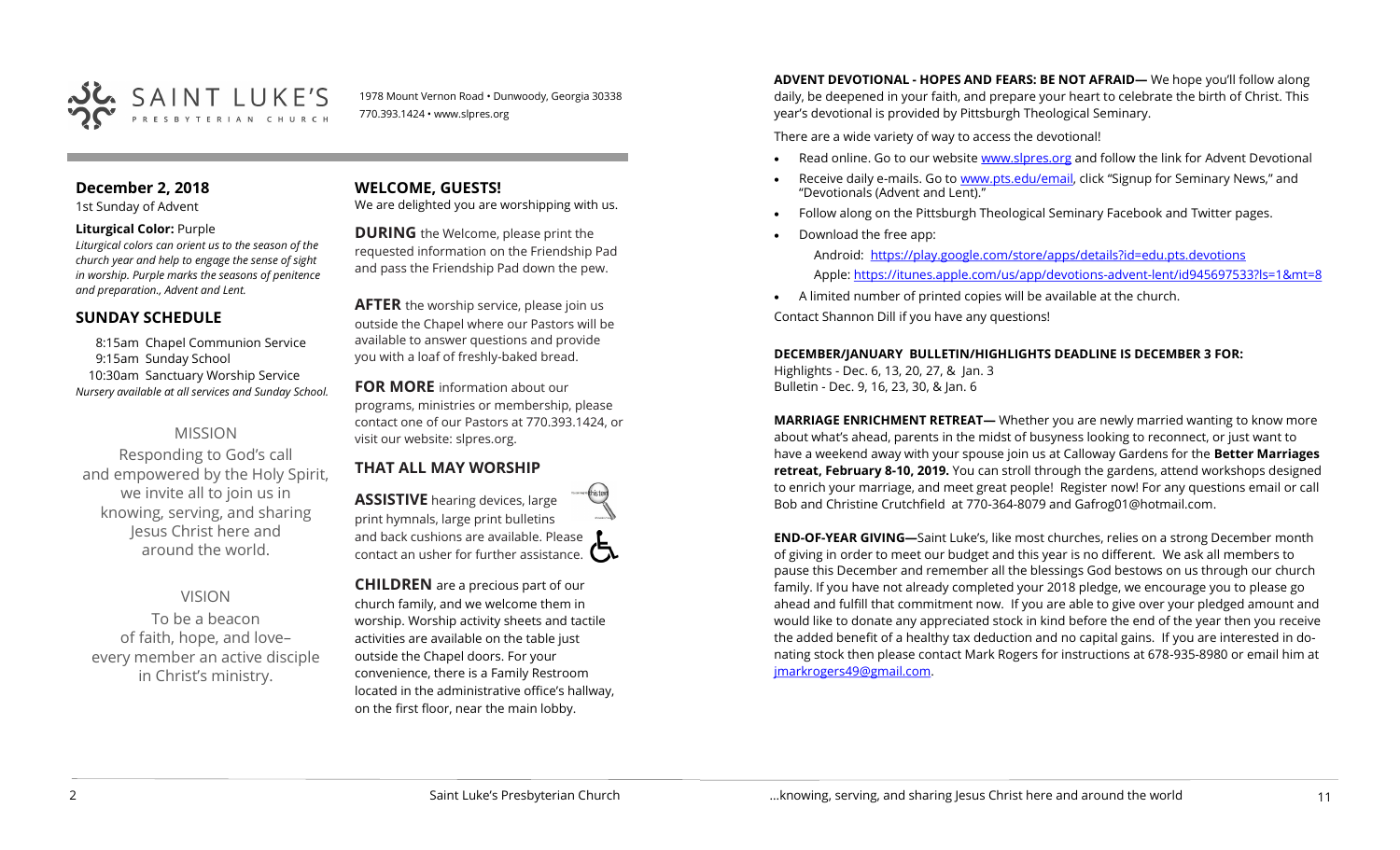SAINT LUKE'S PRESBYTERIAN CHURCH

1978 Mount Vernon Road • Dunwoody, Georgia 30338
770.393.1424 • www.slpres.org

## December 2, 2018

1st Sunday of Advent

**Liturgical Color:** Purple

*Liturgical colors can orient us to the season of the church year and help to engage the sense of sight in worship. Purple marks the seasons of penitence and preparation., Advent and Lent.*

## SUNDAY SCHEDULE

8:15am Chapel Communion Service
9:15am Sunday School
10:30am Sanctuary Worship Service
*Nursery available at all services and Sunday School.*

### MISSION

Responding to God's call and empowered by the Holy Spirit, we invite all to join us in knowing, serving, and sharing Jesus Christ here and around the world.

### VISION

To be a beacon of faith, hope, and love– every member an active disciple in Christ's ministry.

## WELCOME, GUESTS!

We are delighted you are worshipping with us.

**DURING** the Welcome, please print the requested information on the Friendship Pad and pass the Friendship Pad down the pew.

**AFTER** the worship service, please join us outside the Chapel where our Pastors will be available to answer questions and provide you with a loaf of freshly-baked bread.

**FOR MORE** information about our programs, ministries or membership, please contact one of our Pastors at 770.393.1424, or visit our website: slpres.org.

## THAT ALL MAY WORSHIP

**ASSISTIVE** hearing devices, large print hymnals, large print bulletins and back cushions are available. Please contact an usher for further assistance.

**CHILDREN** are a precious part of our church family, and we welcome them in worship. Worship activity sheets and tactile activities are available on the table just outside the Chapel doors. For your convenience, there is a Family Restroom located in the administrative office's hallway, on the first floor, near the main lobby.

**ADVENT DEVOTIONAL - HOPES AND FEARS: BE NOT AFRAID—** We hope you'll follow along daily, be deepened in your faith, and prepare your heart to celebrate the birth of Christ. This year's devotional is provided by Pittsburgh Theological Seminary.

There are a wide variety of way to access the devotional!

- Read online. Go to our website www.slpres.org and follow the link for Advent Devotional
- Receive daily e-mails. Go to www.pts.edu/email, click "Signup for Seminary News," and "Devotionals (Advent and Lent)."
- Follow along on the Pittsburgh Theological Seminary Facebook and Twitter pages.
- Download the free app:
  Android: https://play.google.com/store/apps/details?id=edu.pts.devotions
  Apple: https://itunes.apple.com/us/app/devotions-advent-lent/id945697533?ls=1&mt=8
- A limited number of printed copies will be available at the church.

Contact Shannon Dill if you have any questions!

**DECEMBER/JANUARY BULLETIN/HIGHLIGHTS DEADLINE IS DECEMBER 3 FOR:**
Highlights - Dec. 6, 13, 20, 27, & Jan. 3
Bulletin - Dec. 9, 16, 23, 30, & Jan. 6

**MARRIAGE ENRICHMENT RETREAT—** Whether you are newly married wanting to know more about what's ahead, parents in the midst of busyness looking to reconnect, or just want to have a weekend away with your spouse join us at Calloway Gardens for the **Better Marriages retreat, February 8-10, 2019.** You can stroll through the gardens, attend workshops designed to enrich your marriage, and meet great people! Register now! For any questions email or call Bob and Christine Crutchfield at 770-364-8079 and Gafrog01@hotmail.com.

**END-OF-YEAR GIVING—**Saint Luke's, like most churches, relies on a strong December month of giving in order to meet our budget and this year is no different. We ask all members to pause this December and remember all the blessings God bestows on us through our church family. If you have not already completed your 2018 pledge, we encourage you to please go ahead and fulfill that commitment now. If you are able to give over your pledged amount and would like to donate any appreciated stock in kind before the end of the year then you receive the added benefit of a healthy tax deduction and no capital gains. If you are interested in donating stock then please contact Mark Rogers for instructions at 678-935-8980 or email him at jmarkrogers49@gmail.com.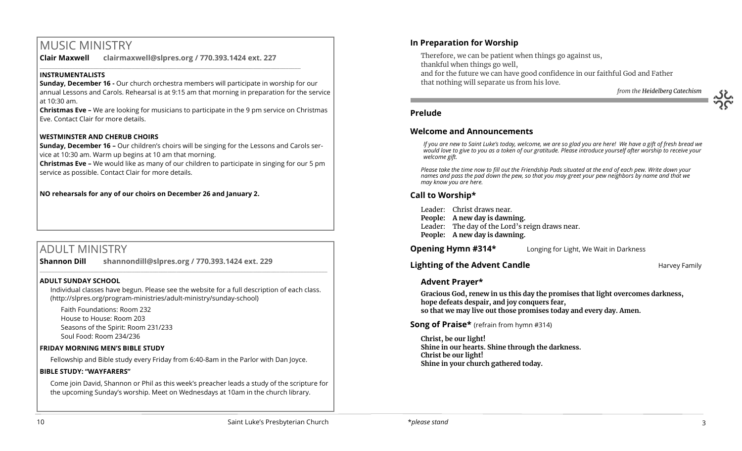# MUSIC MINISTRY

**Clair Maxwell clairmaxwell@slpres.org / 770.393.1424 ext. 227**

**INSTRUMENTALISTS**

**Sunday, December 16 -** Our church orchestra members will participate in worship for our annual Lessons and Carols. Rehearsal is at 9:15 am that morning in preparation for the service at 10:30 am.

**Christmas Eve –** We are looking for musicians to participate in the 9 pm service on Christmas Eve. Contact Clair for more details.

**WESTMINSTER AND CHERUB CHOIRS**

**Sunday, December 16 –** Our children's choirs will be singing for the Lessons and Carols service at 10:30 am. Warm up begins at 10 am that morning.

**Christmas Eve –** We would like as many of our children to participate in singing for our 5 pm service as possible. Contact Clair for more details.

**NO rehearsals for any of our choirs on December 26 and January 2.**

# ADULT MINISTRY

**Shannon Dill shannondill@slpres.org / 770.393.1424 ext. 229**

**ADULT SUNDAY SCHOOL**

Individual classes have begun. Please see the website for a full description of each class. (http://slpres.org/program-ministries/adult-ministry/sunday-school)

Faith Foundations: Room 232
House to House: Room 203
Seasons of the Spirit: Room 231/233
Soul Food: Room 234/236

**FRIDAY MORNING MEN'S BIBLE STUDY**

Fellowship and Bible study every Friday from 6:40-8am in the Parlor with Dan Joyce.

**BIBLE STUDY: "WAYFARERS"**

Come join David, Shannon or Phil as this week's preacher leads a study of the scripture for the upcoming Sunday's worship. Meet on Wednesdays at 10am in the church library.

## In Preparation for Worship

Therefore, we can be patient when things go against us,
thankful when things go well,
and for the future we can have good confidence in our faithful God and Father
that nothing will separate us from his love.

*from the Heidelberg Catechism*

## Prelude

## Welcome and Announcements

*If you are new to Saint Luke's today, welcome, we are so glad you are here! We have a gift of fresh bread we would love to give to you as a token of our gratitude. Please introduce yourself after worship to receive your welcome gift.*

*Please take the time now to fill out the Friendship Pads situated at the end of each pew. Write down your names and pass the pad down the pew, so that you may greet your pew neighbors by name and that we may know you are here.*

## Call to Worship*

Leader: Christ draws near.
**People: A new day is dawning.**
Leader: The day of the Lord's reign draws near.
**People: A new day is dawning.**

**Opening Hymn #314*** Longing for Light, We Wait in Darkness

**Lighting of the Advent Candle** Harvey Family

### Advent Prayer*

**Gracious God, renew in us this day the promises that light overcomes darkness, hope defeats despair, and joy conquers fear, so that we may live out those promises today and every day. Amen.**

**Song of Praise*** (refrain from hymn #314)

**Christ, be our light!
Shine in our hearts. Shine through the darkness.
Christ be our light!
Shine in your church gathered today.**

*\*please stand*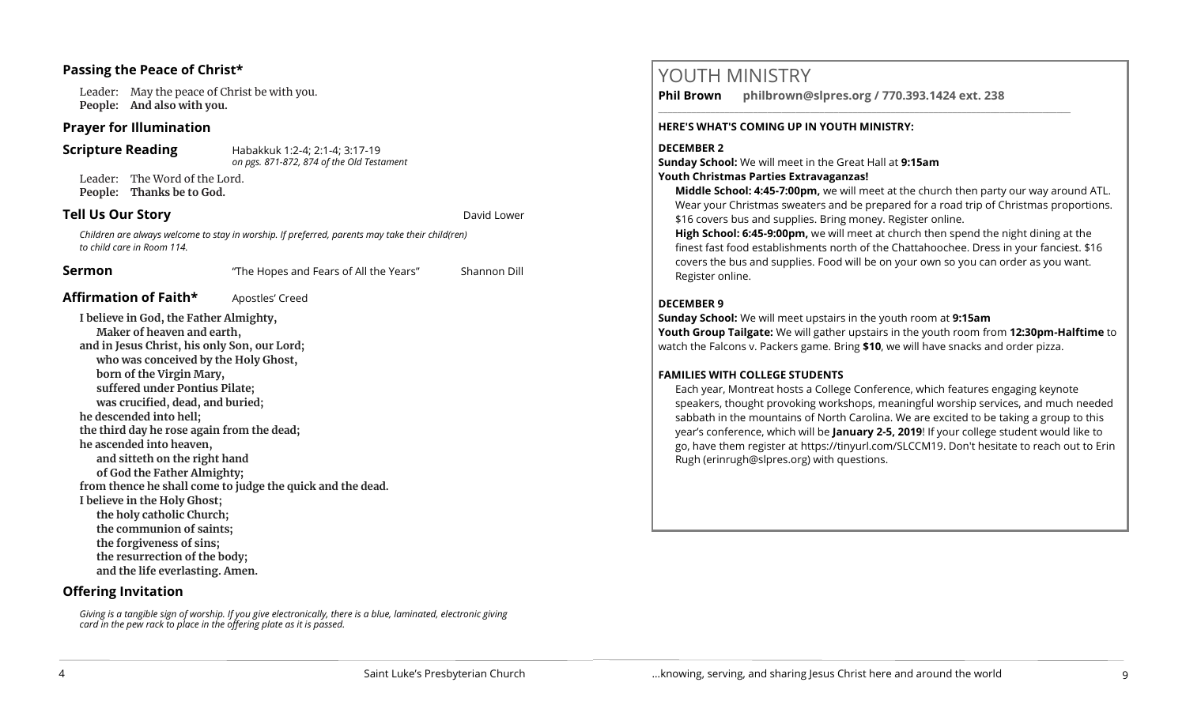### Passing the Peace of Christ*

Leader: May the peace of Christ be with you.
**People: And also with you.**

### Prayer for Illumination

### Scripture Reading

Habakkuk 1:2-4; 2:1-4; 3:17-19
*on pgs. 871-872, 874 of the Old Testament*

Leader: The Word of the Lord.
**People: Thanks be to God.**

### Tell Us Our Story

David Lower

*Children are always welcome to stay in worship. If preferred, parents may take their child(ren) to child care in Room 114.*

### Sermon

"The Hopes and Fears of All the Years" — Shannon Dill

### Affirmation of Faith*

Apostles' Creed

**I believe in God, the Father Almighty,**
**Maker of heaven and earth,**
**and in Jesus Christ, his only Son, our Lord;**
**who was conceived by the Holy Ghost,**
**born of the Virgin Mary,**
**suffered under Pontius Pilate;**
**was crucified, dead, and buried;**
**he descended into hell;**
**the third day he rose again from the dead;**
**he ascended into heaven,**
**and sitteth on the right hand**
**of God the Father Almighty;**
**from thence he shall come to judge the quick and the dead.**
**I believe in the Holy Ghost;**
**the holy catholic Church;**
**the communion of saints;**
**the forgiveness of sins;**
**the resurrection of the body;**
**and the life everlasting. Amen.**

### Offering Invitation

*Giving is a tangible sign of worship. If you give electronically, there is a blue, laminated, electronic giving card in the pew rack to place in the offering plate as it is passed.*

# YOUTH MINISTRY

**Phil Brown** **philbrown@slpres.org / 770.393.1424 ext. 238**

**HERE'S WHAT'S COMING UP IN YOUTH MINISTRY:**

**DECEMBER 2**

**Sunday School:** We will meet in the Great Hall at **9:15am**

**Youth Christmas Parties Extravaganzas!**

**Middle School: 4:45-7:00pm,** we will meet at the church then party our way around ATL. Wear your Christmas sweaters and be prepared for a road trip of Christmas proportions. $16 covers bus and supplies. Bring money. Register online.

**High School: 6:45-9:00pm,** we will meet at church then spend the night dining at the finest fast food establishments north of the Chattahoochee. Dress in your fanciest. $16 covers the bus and supplies. Food will be on your own so you can order as you want. Register online.

**DECEMBER 9**

**Sunday School:** We will meet upstairs in the youth room at **9:15am**

**Youth Group Tailgate:** We will gather upstairs in the youth room from **12:30pm-Halftime** to watch the Falcons v. Packers game. Bring **$10**, we will have snacks and order pizza.

**FAMILIES WITH COLLEGE STUDENTS**

Each year, Montreat hosts a College Conference, which features engaging keynote speakers, thought provoking workshops, meaningful worship services, and much needed sabbath in the mountains of North Carolina. We are excited to be taking a group to this year's conference, which will be **January 2-5, 2019**! If your college student would like to go, have them register at https://tinyurl.com/SLCCM19. Don't hesitate to reach out to Erin Rugh (erinrugh@slpres.org) with questions.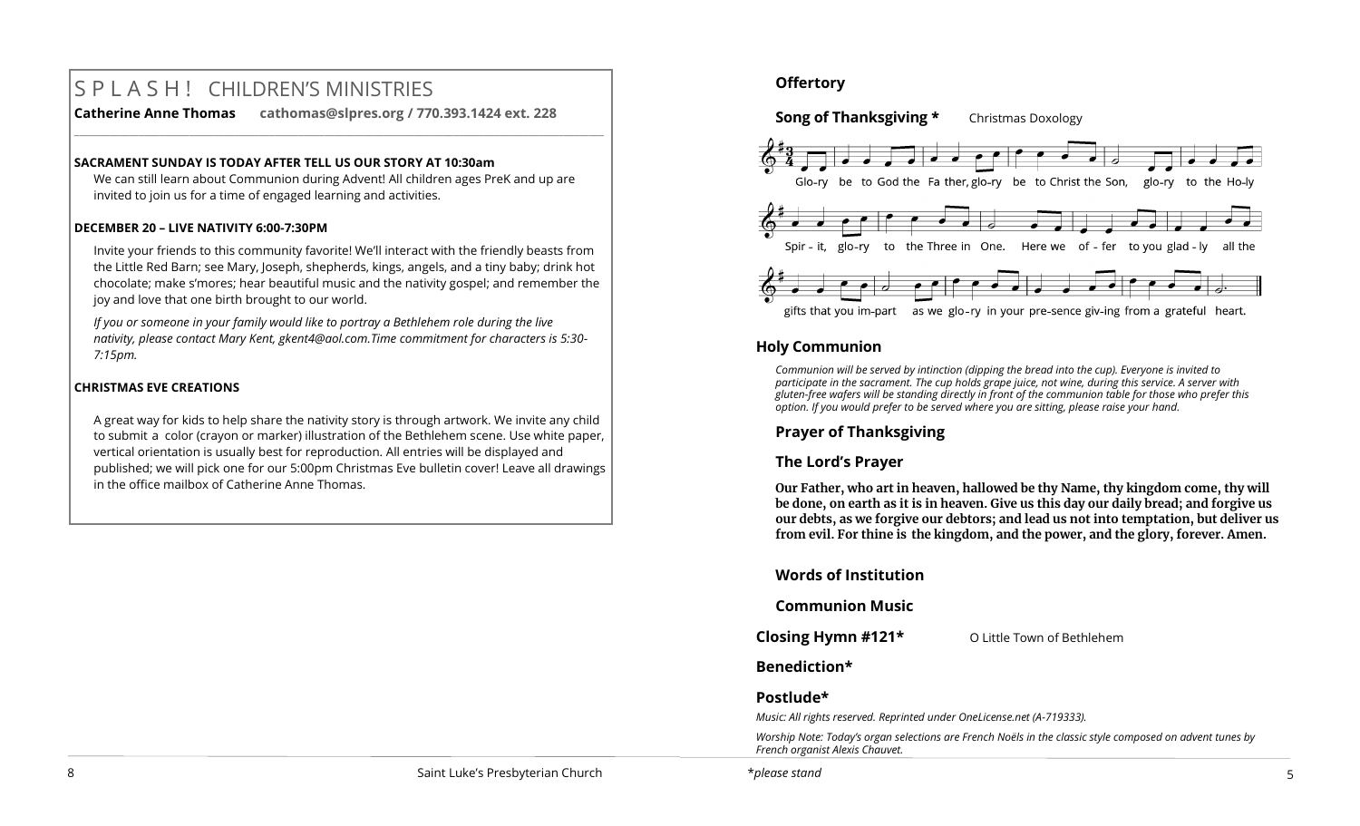## S P L A S H ! CHILDREN'S MINISTRIES

**Catherine Anne Thomas** **cathomas@slpres.org / 770.393.1424 ext. 228**

**SACRAMENT SUNDAY IS TODAY AFTER TELL US OUR STORY AT 10:30am**

We can still learn about Communion during Advent! All children ages PreK and up are invited to join us for a time of engaged learning and activities.

**DECEMBER 20 – LIVE NATIVITY 6:00-7:30PM**

Invite your friends to this community favorite! We'll interact with the friendly beasts from the Little Red Barn; see Mary, Joseph, shepherds, kings, angels, and a tiny baby; drink hot chocolate; make s'mores; hear beautiful music and the nativity gospel; and remember the joy and love that one birth brought to our world.

*If you or someone in your family would like to portray a Bethlehem role during the live nativity, please contact Mary Kent, gkent4@aol.com.Time commitment for characters is 5:30-7:15pm.*

**CHRISTMAS EVE CREATIONS**

A great way for kids to help share the nativity story is through artwork. We invite any child to submit a color (crayon or marker) illustration of the Bethlehem scene. Use white paper, vertical orientation is usually best for reproduction. All entries will be displayed and published; we will pick one for our 5:00pm Christmas Eve bulletin cover! Leave all drawings in the office mailbox of Catherine Anne Thomas.

**Offertory**

**Song of Thanksgiving *** Christmas Doxology

Glo-ry be to God the Fa ther, glo-ry be to Christ the Son, glo-ry to the Ho-ly Spir - it, glo-ry to the Three in One. Here we of - fer to you glad - ly all the gifts that you im-part as we glo - ry in your pre-sence giv-ing from a grateful heart.

**Holy Communion**

*Communion will be served by intinction (dipping the bread into the cup). Everyone is invited to participate in the sacrament. The cup holds grape juice, not wine, during this service. A server with gluten-free wafers will be standing directly in front of the communion table for those who prefer this option. If you would prefer to be served where you are sitting, please raise your hand.*

**Prayer of Thanksgiving**

**The Lord's Prayer**

**Our Father, who art in heaven, hallowed be thy Name, thy kingdom come, thy will be done, on earth as it is in heaven. Give us this day our daily bread; and forgive us our debts, as we forgive our debtors; and lead us not into temptation, but deliver us from evil. For thine is the kingdom, and the power, and the glory, forever. Amen.**

**Words of Institution**

**Communion Music**

**Closing Hymn #121*** O Little Town of Bethlehem

**Benediction***

**Postlude***

*Music: All rights reserved. Reprinted under OneLicense.net (A-719333).*

*Worship Note: Today's organ selections are French Noëls in the classic style composed on advent tunes by French organist Alexis Chauvet.*

**please stand*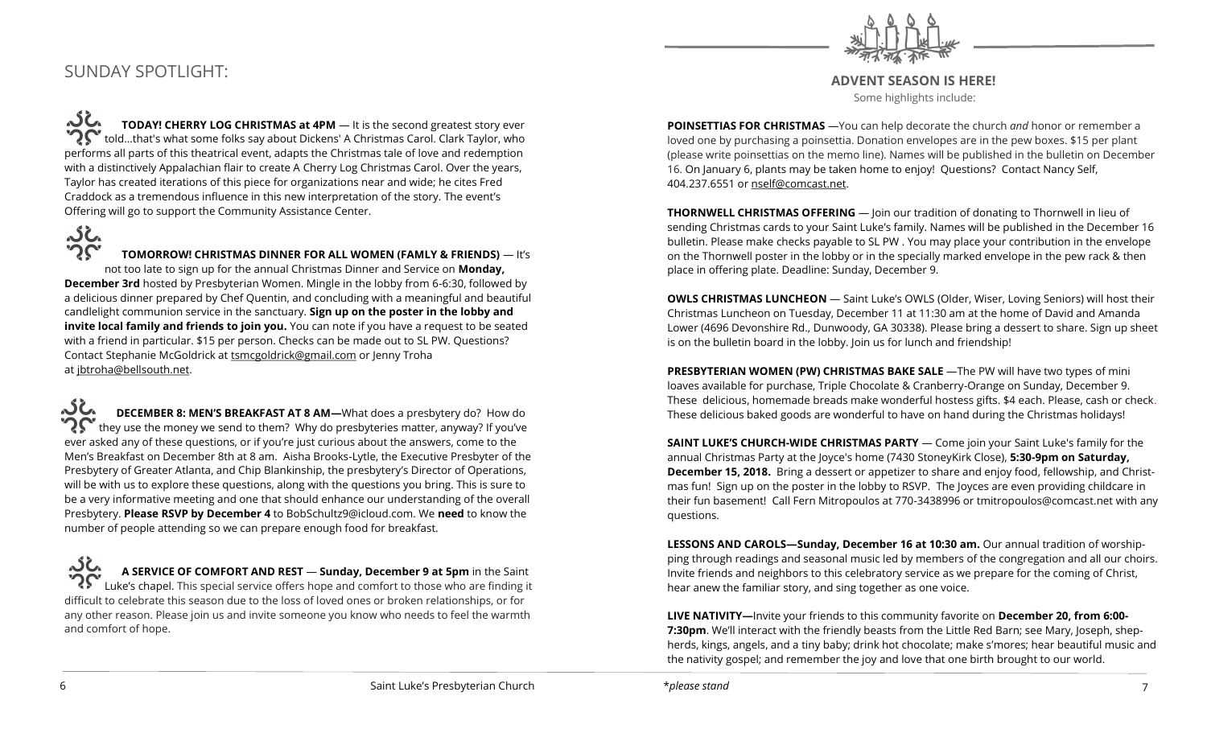## SUNDAY SPOTLIGHT:

**TODAY! CHERRY LOG CHRISTMAS at 4PM** — It is the second greatest story ever told...that's what some folks say about Dickens' A Christmas Carol. Clark Taylor, who performs all parts of this theatrical event, adapts the Christmas tale of love and redemption with a distinctively Appalachian flair to create A Cherry Log Christmas Carol. Over the years, Taylor has created iterations of this piece for organizations near and wide; he cites Fred Craddock as a tremendous influence in this new interpretation of the story. The event's Offering will go to support the Community Assistance Center.

**TOMORROW! CHRISTMAS DINNER FOR ALL WOMEN (FAMLY & FRIENDS)** — It's not too late to sign up for the annual Christmas Dinner and Service on **Monday, December 3rd** hosted by Presbyterian Women. Mingle in the lobby from 6-6:30, followed by a delicious dinner prepared by Chef Quentin, and concluding with a meaningful and beautiful candlelight communion service in the sanctuary. **Sign up on the poster in the lobby and invite local family and friends to join you.** You can note if you have a request to be seated with a friend in particular. $15 per person. Checks can be made out to SL PW. Questions? Contact Stephanie McGoldrick at tsmcgoldrick@gmail.com or Jenny Troha at jbtroha@bellsouth.net.

**DECEMBER 8: MEN'S BREAKFAST AT 8 AM—**What does a presbytery do? How do they use the money we send to them? Why do presbyteries matter, anyway? If you've ever asked any of these questions, or if you're just curious about the answers, come to the Men's Breakfast on December 8th at 8 am. Aisha Brooks-Lytle, the Executive Presbyter of the Presbytery of Greater Atlanta, and Chip Blankinship, the presbytery's Director of Operations, will be with us to explore these questions, along with the questions you bring. This is sure to be a very informative meeting and one that should enhance our understanding of the overall Presbytery. **Please RSVP by December 4** to BobSchultz9@icloud.com. We **need** to know the number of people attending so we can prepare enough food for breakfast.

**A SERVICE OF COMFORT AND REST** — **Sunday, December 9 at 5pm** in the Saint Luke's chapel. This special service offers hope and comfort to those who are finding it difficult to celebrate this season due to the loss of loved ones or broken relationships, or for any other reason. Please join us and invite someone you know who needs to feel the warmth and comfort of hope.

## ADVENT SEASON IS HERE!

Some highlights include:

**POINSETTIAS FOR CHRISTMAS** —You can help decorate the church *and* honor or remember a loved one by purchasing a poinsettia. Donation envelopes are in the pew boxes. $15 per plant (please write poinsettias on the memo line). Names will be published in the bulletin on December 16. On January 6, plants may be taken home to enjoy! Questions? Contact Nancy Self, 404.237.6551 or nself@comcast.net.

**THORNWELL CHRISTMAS OFFERING** — Join our tradition of donating to Thornwell in lieu of sending Christmas cards to your Saint Luke's family. Names will be published in the December 16 bulletin. Please make checks payable to SL PW . You may place your contribution in the envelope on the Thornwell poster in the lobby or in the specially marked envelope in the pew rack & then place in offering plate. Deadline: Sunday, December 9.

**OWLS CHRISTMAS LUNCHEON** — Saint Luke's OWLS (Older, Wiser, Loving Seniors) will host their Christmas Luncheon on Tuesday, December 11 at 11:30 am at the home of David and Amanda Lower (4696 Devonshire Rd., Dunwoody, GA 30338). Please bring a dessert to share. Sign up sheet is on the bulletin board in the lobby. Join us for lunch and friendship!

**PRESBYTERIAN WOMEN (PW) CHRISTMAS BAKE SALE** —The PW will have two types of mini loaves available for purchase, Triple Chocolate & Cranberry-Orange on Sunday, December 9. These delicious, homemade breads make wonderful hostess gifts. $4 each. Please, cash or check. These delicious baked goods are wonderful to have on hand during the Christmas holidays!

**SAINT LUKE'S CHURCH-WIDE CHRISTMAS PARTY** — Come join your Saint Luke's family for the annual Christmas Party at the Joyce's home (7430 StoneyKirk Close), **5:30-9pm on Saturday, December 15, 2018.** Bring a dessert or appetizer to share and enjoy food, fellowship, and Christmas fun! Sign up on the poster in the lobby to RSVP. The Joyces are even providing childcare in their fun basement! Call Fern Mitropoulos at 770-3438996 or tmitropoulos@comcast.net with any questions.

**LESSONS AND CAROLS—Sunday, December 16 at 10:30 am.** Our annual tradition of worshipping through readings and seasonal music led by members of the congregation and all our choirs. Invite friends and neighbors to this celebratory service as we prepare for the coming of Christ, hear anew the familiar story, and sing together as one voice.

**LIVE NATIVITY—**Invite your friends to this community favorite on **December 20, from 6:00-7:30pm**. We'll interact with the friendly beasts from the Little Red Barn; see Mary, Joseph, shepherds, kings, angels, and a tiny baby; drink hot chocolate; make s'mores; hear beautiful music and the nativity gospel; and remember the joy and love that one birth brought to our world.